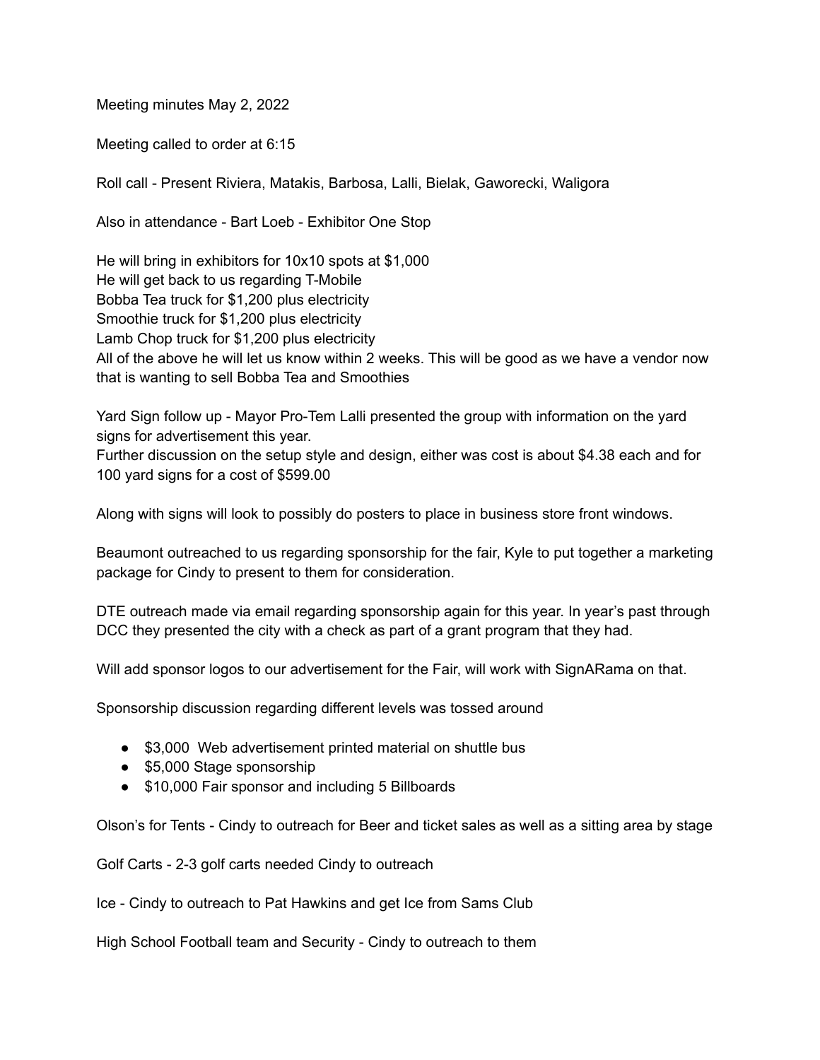Meeting minutes May 2, 2022

Meeting called to order at 6:15

Roll call - Present Riviera, Matakis, Barbosa, Lalli, Bielak, Gaworecki, Waligora

Also in attendance - Bart Loeb - Exhibitor One Stop

He will bring in exhibitors for 10x10 spots at $1,000
He will get back to us regarding T-Mobile
Bobba Tea truck for $1,200 plus electricity
Smoothie truck for $1,200 plus electricity
Lamb Chop truck for $1,200 plus electricity
All of the above he will let us know within 2 weeks. This will be good as we have a vendor now that is wanting to sell Bobba Tea and Smoothies

Yard Sign follow up - Mayor Pro-Tem Lalli presented the group with information on the yard signs for advertisement this year.
Further discussion on the setup style and design, either was cost is about $4.38 each and for 100 yard signs for a cost of $599.00

Along with signs will look to possibly do posters to place in business store front windows.

Beaumont outreached to us regarding sponsorship for the fair, Kyle to put together a marketing package for Cindy to present to them for consideration.

DTE outreach made via email regarding sponsorship again for this year. In year's past through DCC they presented the city with a check as part of a grant program that they had.

Will add sponsor logos to our advertisement for the Fair, will work with SignARama on that.

Sponsorship discussion regarding different levels was tossed around

- $3,000 Web advertisement printed material on shuttle bus
- $5,000 Stage sponsorship
- $10,000 Fair sponsor and including 5 Billboards

Olson's for Tents - Cindy to outreach for Beer and ticket sales as well as a sitting area by stage

Golf Carts - 2-3 golf carts needed Cindy to outreach

Ice - Cindy to outreach to Pat Hawkins and get Ice from Sams Club

High School Football team and Security - Cindy to outreach to them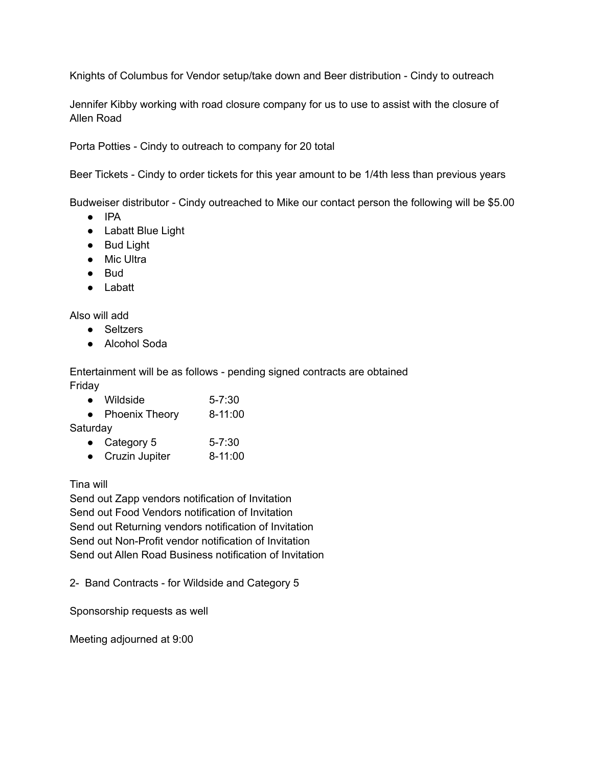Knights of Columbus for Vendor setup/take down and Beer distribution - Cindy to outreach

Jennifer Kibby working with road closure company for us to use to assist with the closure of Allen Road

Porta Potties - Cindy to outreach to company for 20 total

Beer Tickets - Cindy to order tickets for this year amount to be 1/4th less than previous years

Budweiser distributor - Cindy outreached to Mike our contact person the following will be $5.00

- IPA
- Labatt Blue Light
- Bud Light
- Mic Ultra
- Bud
- Labatt

Also will add

- Seltzers
- Alcohol Soda

Entertainment will be as follows - pending signed contracts are obtained

Friday

- Wildside 5-7:30
- Phoenix Theory 8-11:00

Saturday

- Category 5 5-7:30
- Cruzin Jupiter 8-11:00

Tina will
Send out Zapp vendors notification of Invitation
Send out Food Vendors notification of Invitation
Send out Returning vendors notification of Invitation
Send out Non-Profit vendor notification of Invitation
Send out Allen Road Business notification of Invitation

2- Band Contracts - for Wildside and Category 5

Sponsorship requests as well

Meeting adjourned at 9:00